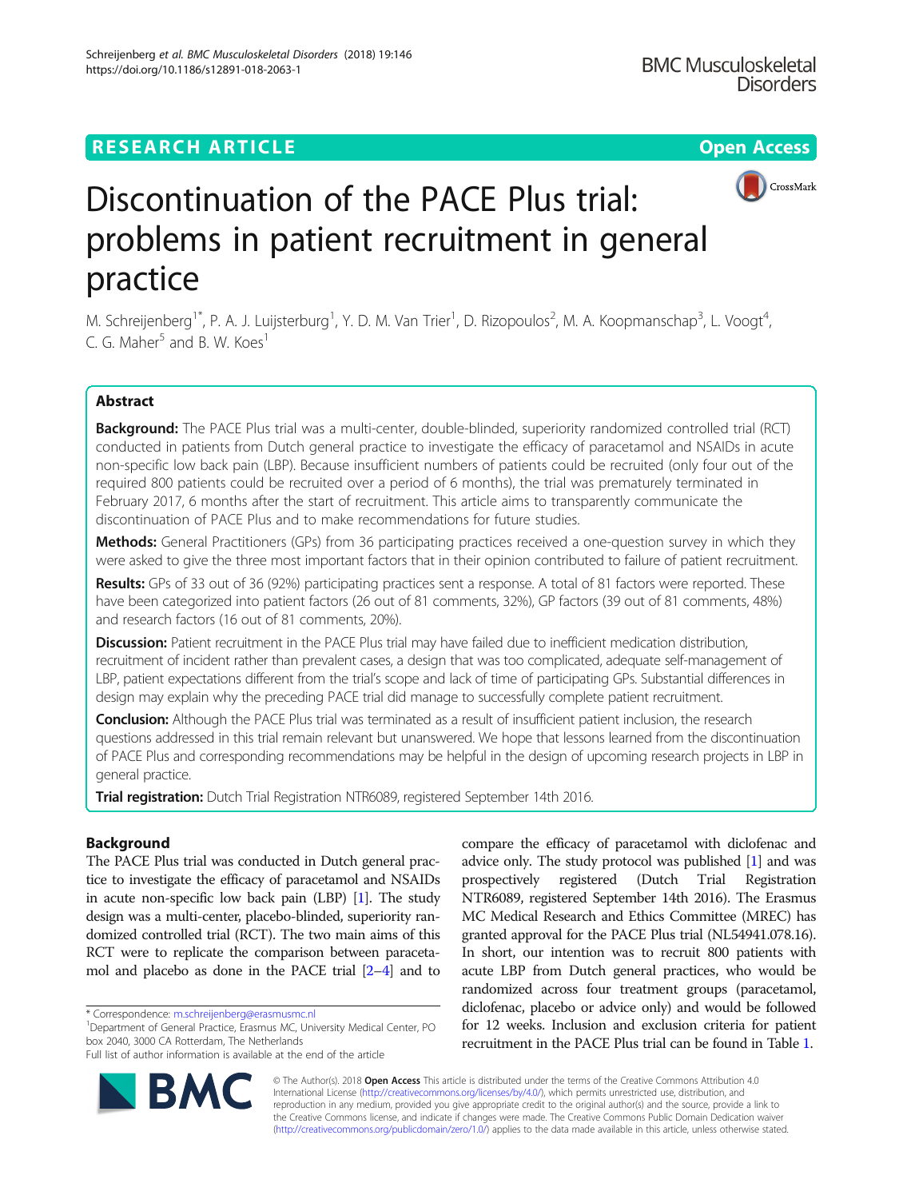RESEARCH ARTICLE

Open Access

# Discontinuation of the PACE Plus trial: problems in patient recruitment in general practice

M. Schreijenberg[1*], P. A. J. Luijsterburg[1], Y. D. M. Van Trier[1], D. Rizopoulos[2], M. A. Koopmanschap[3], L. Voogt[4], C. G. Maher[5] and B. W. Koes[1]

## Abstract

**Background:** The PACE Plus trial was a multi-center, double-blinded, superiority randomized controlled trial (RCT) conducted in patients from Dutch general practice to investigate the efficacy of paracetamol and NSAIDs in acute non-specific low back pain (LBP). Because insufficient numbers of patients could be recruited (only four out of the required 800 patients could be recruited over a period of 6 months), the trial was prematurely terminated in February 2017, 6 months after the start of recruitment. This article aims to transparently communicate the discontinuation of PACE Plus and to make recommendations for future studies.

**Methods:** General Practitioners (GPs) from 36 participating practices received a one-question survey in which they were asked to give the three most important factors that in their opinion contributed to failure of patient recruitment.

**Results:** GPs of 33 out of 36 (92%) participating practices sent a response. A total of 81 factors were reported. These have been categorized into patient factors (26 out of 81 comments, 32%), GP factors (39 out of 81 comments, 48%) and research factors (16 out of 81 comments, 20%).

**Discussion:** Patient recruitment in the PACE Plus trial may have failed due to inefficient medication distribution, recruitment of incident rather than prevalent cases, a design that was too complicated, adequate self-management of LBP, patient expectations different from the trial's scope and lack of time of participating GPs. Substantial differences in design may explain why the preceding PACE trial did manage to successfully complete patient recruitment.

**Conclusion:** Although the PACE Plus trial was terminated as a result of insufficient patient inclusion, the research questions addressed in this trial remain relevant but unanswered. We hope that lessons learned from the discontinuation of PACE Plus and corresponding recommendations may be helpful in the design of upcoming research projects in LBP in general practice.

**Trial registration:** Dutch Trial Registration NTR6089, registered September 14th 2016.

## Background

The PACE Plus trial was conducted in Dutch general practice to investigate the efficacy of paracetamol and NSAIDs in acute non-specific low back pain (LBP) [1]. The study design was a multi-center, placebo-blinded, superiority randomized controlled trial (RCT). The two main aims of this RCT were to replicate the comparison between paracetamol and placebo as done in the PACE trial [2–4] and to compare the efficacy of paracetamol with diclofenac and advice only. The study protocol was published [1] and was prospectively registered (Dutch Trial Registration NTR6089, registered September 14th 2016). The Erasmus MC Medical Research and Ethics Committee (MREC) has granted approval for the PACE Plus trial (NL54941.078.16). In short, our intention was to recruit 800 patients with acute LBP from Dutch general practices, who would be randomized across four treatment groups (paracetamol, diclofenac, placebo or advice only) and would be followed for 12 weeks. Inclusion and exclusion criteria for patient recruitment in the PACE Plus trial can be found in Table 1.

\* Correspondence: m.schreijenberg@erasmusmc.nl
[1]Department of General Practice, Erasmus MC, University Medical Center, PO box 2040, 3000 CA Rotterdam, The Netherlands
Full list of author information is available at the end of the article

© The Author(s). 2018 **Open Access** This article is distributed under the terms of the Creative Commons Attribution 4.0 International License (http://creativecommons.org/licenses/by/4.0/), which permits unrestricted use, distribution, and reproduction in any medium, provided you give appropriate credit to the original author(s) and the source, provide a link to the Creative Commons license, and indicate if changes were made. The Creative Commons Public Domain Dedication waiver (http://creativecommons.org/publicdomain/zero/1.0/) applies to the data made available in this article, unless otherwise stated.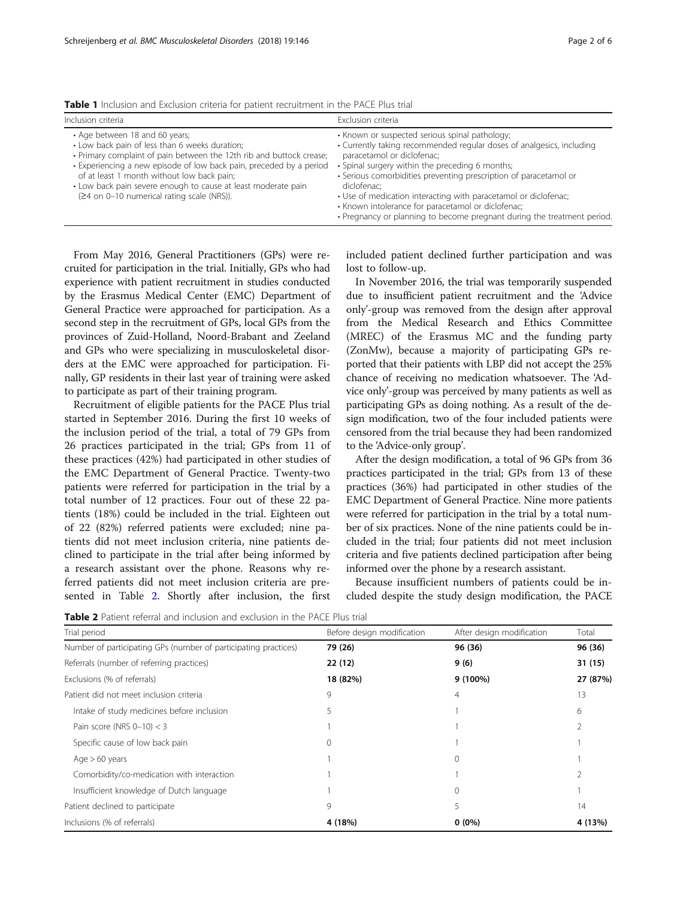**Table 1** Inclusion and Exclusion criteria for patient recruitment in the PACE Plus trial

| Inclusion criteria | Exclusion criteria |
| --- | --- |
| • Age between 18 and 60 years;<br>• Low back pain of less than 6 weeks duration;<br>• Primary complaint of pain between the 12th rib and buttock crease;<br>• Experiencing a new episode of low back pain, preceded by a period of at least 1 month without low back pain;<br>• Low back pain severe enough to cause at least moderate pain (≥4 on 0–10 numerical rating scale (NRS)). | • Known or suspected serious spinal pathology;<br>• Currently taking recommended regular doses of analgesics, including paracetamol or diclofenac;<br>• Spinal surgery within the preceding 6 months;<br>• Serious comorbidities preventing prescription of paracetamol or diclofenac;<br>• Use of medication interacting with paracetamol or diclofenac;<br>• Known intolerance for paracetamol or diclofenac;<br>• Pregnancy or planning to become pregnant during the treatment period. |

From May 2016, General Practitioners (GPs) were recruited for participation in the trial. Initially, GPs who had experience with patient recruitment in studies conducted by the Erasmus Medical Center (EMC) Department of General Practice were approached for participation. As a second step in the recruitment of GPs, local GPs from the provinces of Zuid-Holland, Noord-Brabant and Zeeland and GPs who were specializing in musculoskeletal disorders at the EMC were approached for participation. Finally, GP residents in their last year of training were asked to participate as part of their training program.

Recruitment of eligible patients for the PACE Plus trial started in September 2016. During the first 10 weeks of the inclusion period of the trial, a total of 79 GPs from 26 practices participated in the trial; GPs from 11 of these practices (42%) had participated in other studies of the EMC Department of General Practice. Twenty-two patients were referred for participation in the trial by a total number of 12 practices. Four out of these 22 patients (18%) could be included in the trial. Eighteen out of 22 (82%) referred patients were excluded; nine patients did not meet inclusion criteria, nine patients declined to participate in the trial after being informed by a research assistant over the phone. Reasons why referred patients did not meet inclusion criteria are presented in Table 2. Shortly after inclusion, the first included patient declined further participation and was lost to follow-up.

In November 2016, the trial was temporarily suspended due to insufficient patient recruitment and the 'Advice only'-group was removed from the design after approval from the Medical Research and Ethics Committee (MREC) of the Erasmus MC and the funding party (ZonMw), because a majority of participating GPs reported that their patients with LBP did not accept the 25% chance of receiving no medication whatsoever. The 'Advice only'-group was perceived by many patients as well as participating GPs as doing nothing. As a result of the design modification, two of the four included patients were censored from the trial because they had been randomized to the 'Advice-only group'.

After the design modification, a total of 96 GPs from 36 practices participated in the trial; GPs from 13 of these practices (36%) had participated in other studies of the EMC Department of General Practice. Nine more patients were referred for participation in the trial by a total number of six practices. None of the nine patients could be included in the trial; four patients did not meet inclusion criteria and five patients declined participation after being informed over the phone by a research assistant.

Because insufficient numbers of patients could be included despite the study design modification, the PACE

**Table 2** Patient referral and inclusion and exclusion in the PACE Plus trial

| Trial period | Before design modification | After design modification | Total |
| --- | --- | --- | --- |
| Number of participating GPs (number of participating practices) | **79 (26)** | **96 (36)** | **96 (36)** |
| Referrals (number of referring practices) | **22 (12)** | **9 (6)** | **31 (15)** |
| Exclusions (% of referrals) | **18 (82%)** | **9 (100%)** | **27 (87%)** |
| Patient did not meet inclusion criteria | 9 | 4 | 13 |
| Intake of study medicines before inclusion | 5 | 1 | 6 |
| Pain score (NRS 0–10) < 3 | 1 | 1 | 2 |
| Specific cause of low back pain | 0 | 1 | 1 |
| Age > 60 years | 1 | 0 | 1 |
| Comorbidity/co-medication with interaction | 1 | 1 | 2 |
| Insufficient knowledge of Dutch language | 1 | 0 | 1 |
| Patient declined to participate | 9 | 5 | 14 |
| Inclusions (% of referrals) | **4 (18%)** | **0 (0%)** | **4 (13%)** |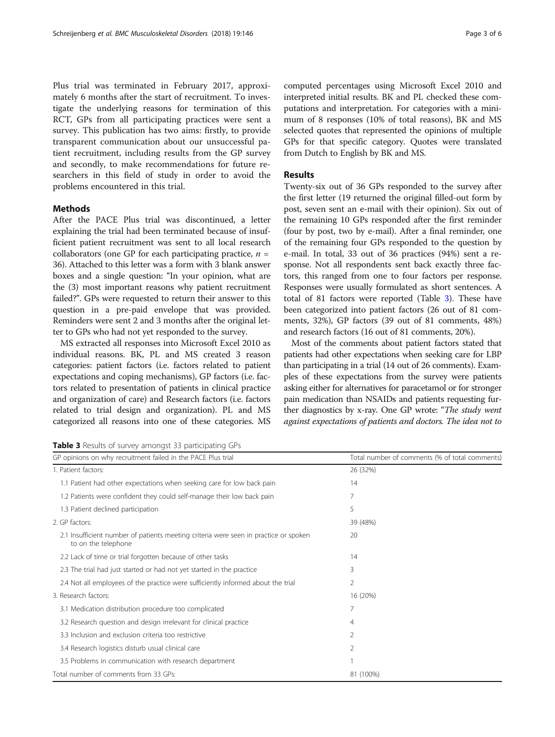Plus trial was terminated in February 2017, approximately 6 months after the start of recruitment. To investigate the underlying reasons for termination of this RCT, GPs from all participating practices were sent a survey. This publication has two aims: firstly, to provide transparent communication about our unsuccessful patient recruitment, including results from the GP survey and secondly, to make recommendations for future researchers in this field of study in order to avoid the problems encountered in this trial.

## Methods

After the PACE Plus trial was discontinued, a letter explaining the trial had been terminated because of insufficient patient recruitment was sent to all local research collaborators (one GP for each participating practice, $n$ = 36). Attached to this letter was a form with 3 blank answer boxes and a single question: "In your opinion, what are the (3) most important reasons why patient recruitment failed?". GPs were requested to return their answer to this question in a pre-paid envelope that was provided. Reminders were sent 2 and 3 months after the original letter to GPs who had not yet responded to the survey.

MS extracted all responses into Microsoft Excel 2010 as individual reasons. BK, PL and MS created 3 reason categories: patient factors (i.e. factors related to patient expectations and coping mechanisms), GP factors (i.e. factors related to presentation of patients in clinical practice and organization of care) and Research factors (i.e. factors related to trial design and organization). PL and MS categorized all reasons into one of these categories. MS computed percentages using Microsoft Excel 2010 and interpreted initial results. BK and PL checked these computations and interpretation. For categories with a minimum of 8 responses (10% of total reasons), BK and MS selected quotes that represented the opinions of multiple GPs for that specific category. Quotes were translated from Dutch to English by BK and MS.

## Results

Twenty-six out of 36 GPs responded to the survey after the first letter (19 returned the original filled-out form by post, seven sent an e-mail with their opinion). Six out of the remaining 10 GPs responded after the first reminder (four by post, two by e-mail). After a final reminder, one of the remaining four GPs responded to the question by e-mail. In total, 33 out of 36 practices (94%) sent a response. Not all respondents sent back exactly three factors, this ranged from one to four factors per response. Responses were usually formulated as short sentences. A total of 81 factors were reported (Table 3). These have been categorized into patient factors (26 out of 81 comments, 32%), GP factors (39 out of 81 comments, 48%) and research factors (16 out of 81 comments, 20%).

Most of the comments about patient factors stated that patients had other expectations when seeking care for LBP than participating in a trial (14 out of 26 comments). Examples of these expectations from the survey were patients asking either for alternatives for paracetamol or for stronger pain medication than NSAIDs and patients requesting further diagnostics by x-ray. One GP wrote: "*The study went against expectations of patients and doctors. The idea not to*

**Table 3** Results of survey amongst 33 participating GPs

| GP opinions on why recruitment failed in the PACE Plus trial | Total number of comments (% of total comments) |
|---|---|
| 1. Patient factors: | 26 (32%) |
| 1.1 Patient had other expectations when seeking care for low back pain | 14 |
| 1.2 Patients were confident they could self-manage their low back pain | 7 |
| 1.3 Patient declined participation | 5 |
| 2. GP factors: | 39 (48%) |
| 2.1 Insufficient number of patients meeting criteria were seen in practice or spoken to on the telephone | 20 |
| 2.2 Lack of time or trial forgotten because of other tasks | 14 |
| 2.3 The trial had just started or had not yet started in the practice | 3 |
| 2.4 Not all employees of the practice were sufficiently informed about the trial | 2 |
| 3. Research factors: | 16 (20%) |
| 3.1 Medication distribution procedure too complicated | 7 |
| 3.2 Research question and design irrelevant for clinical practice | 4 |
| 3.3 Inclusion and exclusion criteria too restrictive | 2 |
| 3.4 Research logistics disturb usual clinical care | 2 |
| 3.5 Problems in communication with research department | 1 |
| Total number of comments from 33 GPs: | 81 (100%) |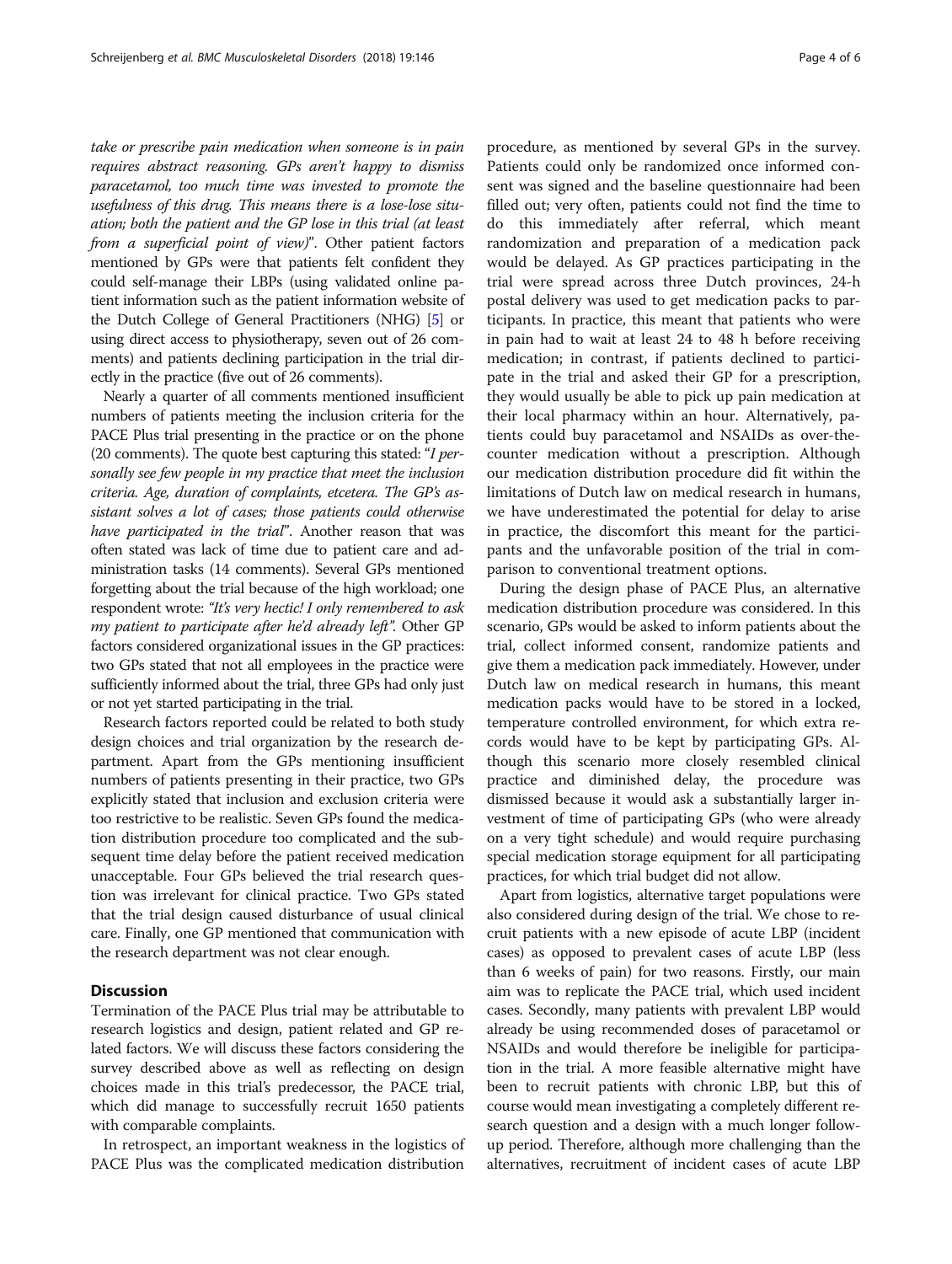*take or prescribe pain medication when someone is in pain requires abstract reasoning. GPs aren't happy to dismiss paracetamol, too much time was invested to promote the usefulness of this drug. This means there is a lose-lose situation; both the patient and the GP lose in this trial (at least from a superficial point of view)*". Other patient factors mentioned by GPs were that patients felt confident they could self-manage their LBPs (using validated online patient information such as the patient information website of the Dutch College of General Practitioners (NHG) [5] or using direct access to physiotherapy, seven out of 26 comments) and patients declining participation in the trial directly in the practice (five out of 26 comments).

Nearly a quarter of all comments mentioned insufficient numbers of patients meeting the inclusion criteria for the PACE Plus trial presenting in the practice or on the phone (20 comments). The quote best capturing this stated: "*I personally see few people in my practice that meet the inclusion criteria. Age, duration of complaints, etcetera. The GP's assistant solves a lot of cases; those patients could otherwise have participated in the trial*". Another reason that was often stated was lack of time due to patient care and administration tasks (14 comments). Several GPs mentioned forgetting about the trial because of the high workload; one respondent wrote: *"It's very hectic! I only remembered to ask my patient to participate after he'd already left".* Other GP factors considered organizational issues in the GP practices: two GPs stated that not all employees in the practice were sufficiently informed about the trial, three GPs had only just or not yet started participating in the trial.

Research factors reported could be related to both study design choices and trial organization by the research department. Apart from the GPs mentioning insufficient numbers of patients presenting in their practice, two GPs explicitly stated that inclusion and exclusion criteria were too restrictive to be realistic. Seven GPs found the medication distribution procedure too complicated and the subsequent time delay before the patient received medication unacceptable. Four GPs believed the trial research question was irrelevant for clinical practice. Two GPs stated that the trial design caused disturbance of usual clinical care. Finally, one GP mentioned that communication with the research department was not clear enough.

## Discussion

Termination of the PACE Plus trial may be attributable to research logistics and design, patient related and GP related factors. We will discuss these factors considering the survey described above as well as reflecting on design choices made in this trial's predecessor, the PACE trial, which did manage to successfully recruit 1650 patients with comparable complaints.

In retrospect, an important weakness in the logistics of PACE Plus was the complicated medication distribution procedure, as mentioned by several GPs in the survey. Patients could only be randomized once informed consent was signed and the baseline questionnaire had been filled out; very often, patients could not find the time to do this immediately after referral, which meant randomization and preparation of a medication pack would be delayed. As GP practices participating in the trial were spread across three Dutch provinces, 24-h postal delivery was used to get medication packs to participants. In practice, this meant that patients who were in pain had to wait at least 24 to 48 h before receiving medication; in contrast, if patients declined to participate in the trial and asked their GP for a prescription, they would usually be able to pick up pain medication at their local pharmacy within an hour. Alternatively, patients could buy paracetamol and NSAIDs as over-the-counter medication without a prescription. Although our medication distribution procedure did fit within the limitations of Dutch law on medical research in humans, we have underestimated the potential for delay to arise in practice, the discomfort this meant for the participants and the unfavorable position of the trial in comparison to conventional treatment options.

During the design phase of PACE Plus, an alternative medication distribution procedure was considered. In this scenario, GPs would be asked to inform patients about the trial, collect informed consent, randomize patients and give them a medication pack immediately. However, under Dutch law on medical research in humans, this meant medication packs would have to be stored in a locked, temperature controlled environment, for which extra records would have to be kept by participating GPs. Although this scenario more closely resembled clinical practice and diminished delay, the procedure was dismissed because it would ask a substantially larger investment of time of participating GPs (who were already on a very tight schedule) and would require purchasing special medication storage equipment for all participating practices, for which trial budget did not allow.

Apart from logistics, alternative target populations were also considered during design of the trial. We chose to recruit patients with a new episode of acute LBP (incident cases) as opposed to prevalent cases of acute LBP (less than 6 weeks of pain) for two reasons. Firstly, our main aim was to replicate the PACE trial, which used incident cases. Secondly, many patients with prevalent LBP would already be using recommended doses of paracetamol or NSAIDs and would therefore be ineligible for participation in the trial. A more feasible alternative might have been to recruit patients with chronic LBP, but this of course would mean investigating a completely different research question and a design with a much longer follow-up period. Therefore, although more challenging than the alternatives, recruitment of incident cases of acute LBP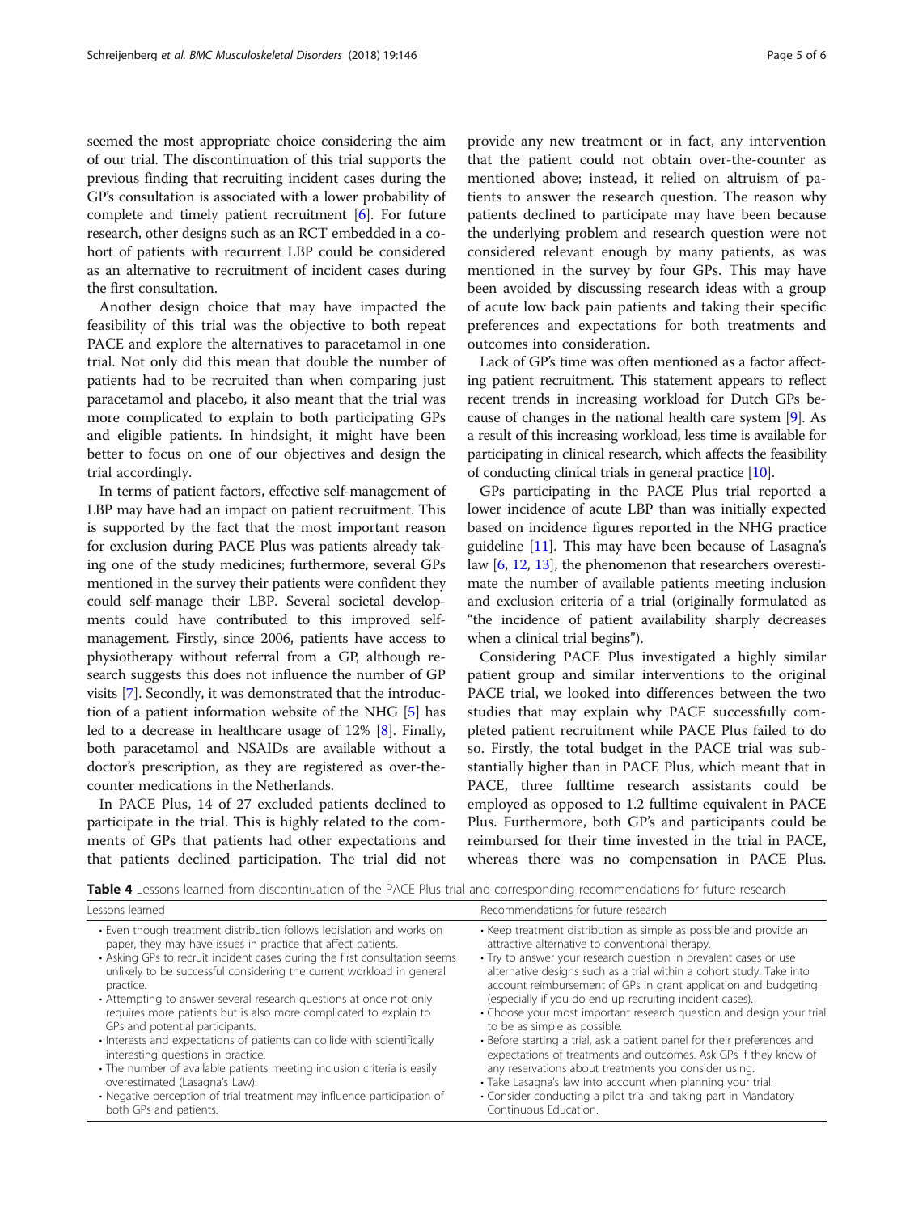seemed the most appropriate choice considering the aim of our trial. The discontinuation of this trial supports the previous finding that recruiting incident cases during the GP's consultation is associated with a lower probability of complete and timely patient recruitment [6]. For future research, other designs such as an RCT embedded in a cohort of patients with recurrent LBP could be considered as an alternative to recruitment of incident cases during the first consultation.

Another design choice that may have impacted the feasibility of this trial was the objective to both repeat PACE and explore the alternatives to paracetamol in one trial. Not only did this mean that double the number of patients had to be recruited than when comparing just paracetamol and placebo, it also meant that the trial was more complicated to explain to both participating GPs and eligible patients. In hindsight, it might have been better to focus on one of our objectives and design the trial accordingly.

In terms of patient factors, effective self-management of LBP may have had an impact on patient recruitment. This is supported by the fact that the most important reason for exclusion during PACE Plus was patients already taking one of the study medicines; furthermore, several GPs mentioned in the survey their patients were confident they could self-manage their LBP. Several societal developments could have contributed to this improved self-management. Firstly, since 2006, patients have access to physiotherapy without referral from a GP, although research suggests this does not influence the number of GP visits [7]. Secondly, it was demonstrated that the introduction of a patient information website of the NHG [5] has led to a decrease in healthcare usage of 12% [8]. Finally, both paracetamol and NSAIDs are available without a doctor's prescription, as they are registered as over-the-counter medications in the Netherlands.

In PACE Plus, 14 of 27 excluded patients declined to participate in the trial. This is highly related to the comments of GPs that patients had other expectations and that patients declined participation. The trial did not provide any new treatment or in fact, any intervention that the patient could not obtain over-the-counter as mentioned above; instead, it relied on altruism of patients to answer the research question. The reason why patients declined to participate may have been because the underlying problem and research question were not considered relevant enough by many patients, as was mentioned in the survey by four GPs. This may have been avoided by discussing research ideas with a group of acute low back pain patients and taking their specific preferences and expectations for both treatments and outcomes into consideration.

Lack of GP's time was often mentioned as a factor affecting patient recruitment. This statement appears to reflect recent trends in increasing workload for Dutch GPs because of changes in the national health care system [9]. As a result of this increasing workload, less time is available for participating in clinical research, which affects the feasibility of conducting clinical trials in general practice [10].

GPs participating in the PACE Plus trial reported a lower incidence of acute LBP than was initially expected based on incidence figures reported in the NHG practice guideline [11]. This may have been because of Lasagna's law [6, 12, 13], the phenomenon that researchers overestimate the number of available patients meeting inclusion and exclusion criteria of a trial (originally formulated as "the incidence of patient availability sharply decreases when a clinical trial begins").

Considering PACE Plus investigated a highly similar patient group and similar interventions to the original PACE trial, we looked into differences between the two studies that may explain why PACE successfully completed patient recruitment while PACE Plus failed to do so. Firstly, the total budget in the PACE trial was substantially higher than in PACE Plus, which meant that in PACE, three fulltime research assistants could be employed as opposed to 1.2 fulltime equivalent in PACE Plus. Furthermore, both GP's and participants could be reimbursed for their time invested in the trial in PACE, whereas there was no compensation in PACE Plus.

**Table 4** Lessons learned from discontinuation of the PACE Plus trial and corresponding recommendations for future research

| Lessons learned | Recommendations for future research |
|---|---|
| • Even though treatment distribution follows legislation and works on paper, they may have issues in practice that affect patients.<br>• Asking GPs to recruit incident cases during the first consultation seems unlikely to be successful considering the current workload in general practice.<br>• Attempting to answer several research questions at once not only requires more patients but is also more complicated to explain to GPs and potential participants.<br>• Interests and expectations of patients can collide with scientifically interesting questions in practice.<br>• The number of available patients meeting inclusion criteria is easily overestimated (Lasagna's Law).<br>• Negative perception of trial treatment may influence participation of both GPs and patients. | • Keep treatment distribution as simple as possible and provide an attractive alternative to conventional therapy.<br>• Try to answer your research question in prevalent cases or use alternative designs such as a trial within a cohort study. Take into account reimbursement of GPs in grant application and budgeting (especially if you do end up recruiting incident cases).<br>• Choose your most important research question and design your trial to be as simple as possible.<br>• Before starting a trial, ask a patient panel for their preferences and expectations of treatments and outcomes. Ask GPs if they know of any reservations about treatments you consider using.<br>• Take Lasagna's law into account when planning your trial.<br>• Consider conducting a pilot trial and taking part in Mandatory Continuous Education. |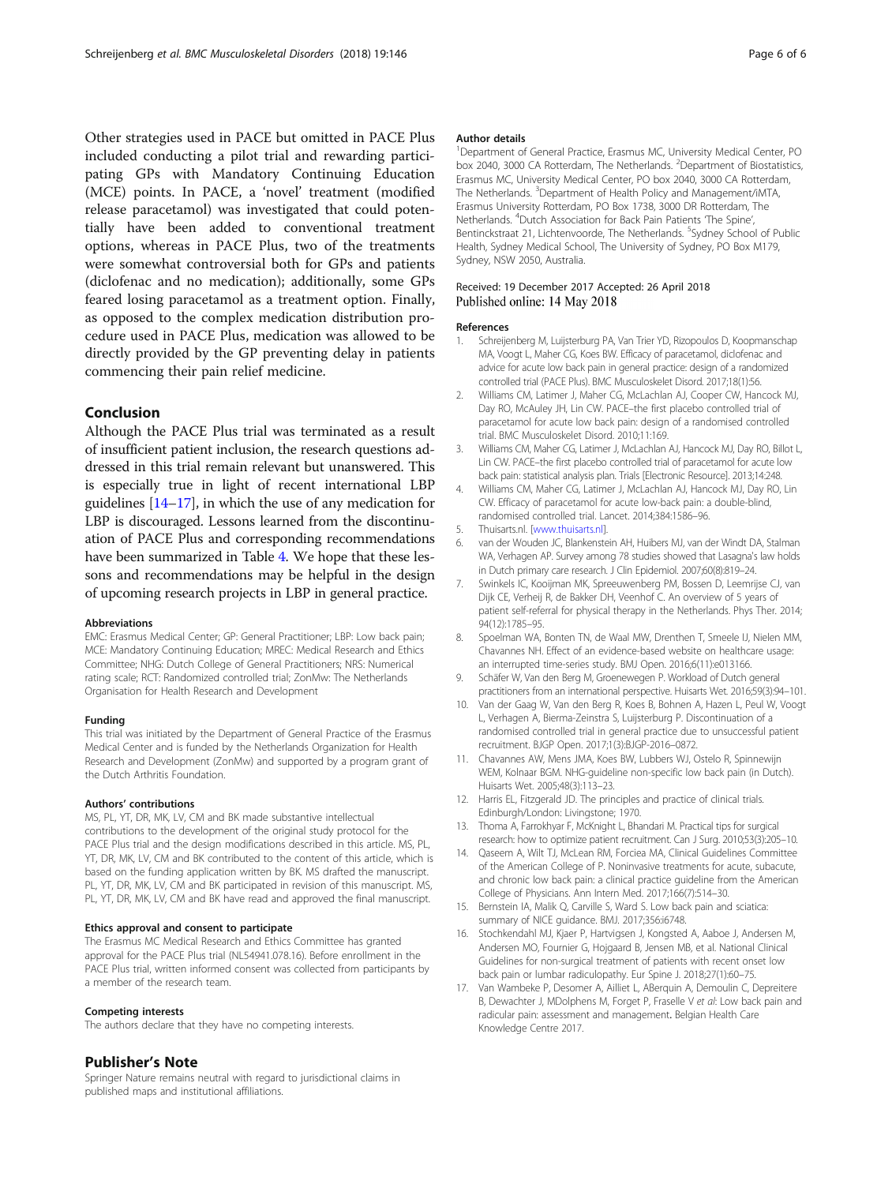Other strategies used in PACE but omitted in PACE Plus included conducting a pilot trial and rewarding participating GPs with Mandatory Continuing Education (MCE) points. In PACE, a 'novel' treatment (modified release paracetamol) was investigated that could potentially have been added to conventional treatment options, whereas in PACE Plus, two of the treatments were somewhat controversial both for GPs and patients (diclofenac and no medication); additionally, some GPs feared losing paracetamol as a treatment option. Finally, as opposed to the complex medication distribution procedure used in PACE Plus, medication was allowed to be directly provided by the GP preventing delay in patients commencing their pain relief medicine.

## Conclusion

Although the PACE Plus trial was terminated as a result of insufficient patient inclusion, the research questions addressed in this trial remain relevant but unanswered. This is especially true in light of recent international LBP guidelines [14–17], in which the use of any medication for LBP is discouraged. Lessons learned from the discontinuation of PACE Plus and corresponding recommendations have been summarized in Table 4. We hope that these lessons and recommendations may be helpful in the design of upcoming research projects in LBP in general practice.

#### Abbreviations

EMC: Erasmus Medical Center; GP: General Practitioner; LBP: Low back pain; MCE: Mandatory Continuing Education; MREC: Medical Research and Ethics Committee; NHG: Dutch College of General Practitioners; NRS: Numerical rating scale; RCT: Randomized controlled trial; ZonMw: The Netherlands Organisation for Health Research and Development

#### Funding

This trial was initiated by the Department of General Practice of the Erasmus Medical Center and is funded by the Netherlands Organization for Health Research and Development (ZonMw) and supported by a program grant of the Dutch Arthritis Foundation.

#### Authors' contributions

MS, PL, YT, DR, MK, LV, CM and BK made substantive intellectual contributions to the development of the original study protocol for the PACE Plus trial and the design modifications described in this article. MS, PL, YT, DR, MK, LV, CM and BK contributed to the content of this article, which is based on the funding application written by BK. MS drafted the manuscript. PL, YT, DR, MK, LV, CM and BK participated in revision of this manuscript. MS, PL, YT, DR, MK, LV, CM and BK have read and approved the final manuscript.

#### Ethics approval and consent to participate

The Erasmus MC Medical Research and Ethics Committee has granted approval for the PACE Plus trial (NL54941.078.16). Before enrollment in the PACE Plus trial, written informed consent was collected from participants by a member of the research team.

#### Competing interests

The authors declare that they have no competing interests.

## Publisher's Note

Springer Nature remains neutral with regard to jurisdictional claims in published maps and institutional affiliations.

#### Author details

[1]Department of General Practice, Erasmus MC, University Medical Center, PO box 2040, 3000 CA Rotterdam, The Netherlands. [2]Department of Biostatistics, Erasmus MC, University Medical Center, PO box 2040, 3000 CA Rotterdam, The Netherlands. [3]Department of Health Policy and Management/iMTA, Erasmus University Rotterdam, PO Box 1738, 3000 DR Rotterdam, The Netherlands. [4]Dutch Association for Back Pain Patients 'The Spine', Bentinckstraat 21, Lichtenvoorde, The Netherlands. [5]Sydney School of Public Health, Sydney Medical School, The University of Sydney, PO Box M179, Sydney, NSW 2050, Australia.

Received: 19 December 2017 Accepted: 26 April 2018
Published online: 14 May 2018

#### References

1. Schreijenberg M, Luijsterburg PA, Van Trier YD, Rizopoulos D, Koopmanschap MA, Voogt L, Maher CG, Koes BW. Efficacy of paracetamol, diclofenac and advice for acute low back pain in general practice: design of a randomized controlled trial (PACE Plus). BMC Musculoskelet Disord. 2017;18(1):56.
2. Williams CM, Latimer J, Maher CG, McLachlan AJ, Cooper CW, Hancock MJ, Day RO, McAuley JH, Lin CW. PACE–the first placebo controlled trial of paracetamol for acute low back pain: design of a randomised controlled trial. BMC Musculoskelet Disord. 2010;11:169.
3. Williams CM, Latimer J, Maher CG, McLachlan AJ, Hancock MJ, Day RO, Billot L, Lin CW. PACE–the first placebo controlled trial of paracetamol for acute low back pain: statistical analysis plan. Trials [Electronic Resource]. 2013;14:248.
4. Williams CM, Maher CG, Latimer J, McLachlan AJ, Hancock MJ, Day RO, Lin CW. Efficacy of paracetamol for acute low-back pain: a double-blind, randomised controlled trial. Lancet. 2014;384:1586–96.
5. Thuisarts.nl. [www.thuisarts.nl].
6. van der Wouden JC, Blankenstein AH, Huibers MJ, van der Windt DA, Stalman WA, Verhagen AP. Survey among 78 studies showed that Lasagna's law holds in Dutch primary care research. J Clin Epidemiol. 2007;60(8):819–24.
7. Swinkels IC, Kooijman MK, Spreeuwenberg PM, Bossen D, Leemrijse CJ, van Dijk CE, Verheij R, de Bakker DH, Veenhof C. An overview of 5 years of patient self-referral for physical therapy in the Netherlands. Phys Ther. 2014; 94(12):1785–95.
8. Spoelman WA, Bonten TN, de Waal MW, Drenthen T, Smeele IJ, Nielen MM, Chavannes NH. Effect of an evidence-based website on healthcare usage: an interrupted time-series study. BMJ Open. 2016;6(11):e013166.
9. Schäfer W, Van den Berg M, Groenewegen P. Workload of Dutch general practitioners from an international perspective. Huisarts Wet. 2016;59(3):94–101.
10. Van der Gaag W, Van den Berg R, Koes B, Bohnen A, Hazen L, Peul W, Voogt L, Verhagen A, Bierma-Zeinstra S, Luijsterburg P. Discontinuation of a randomised controlled trial in general practice due to unsuccessful patient recruitment. BJGP Open. 2017;1(3):BJGP-2016–0872.
11. Chavannes AW, Mens JMA, Koes BW, Lubbers WJ, Ostelo R, Spinnewijn WEM, Kolnaar BGM. NHG-guideline non-specific low back pain (in Dutch). Huisarts Wet. 2005;48(3):113–23.
12. Harris EL, Fitzgerald JD. The principles and practice of clinical trials. Edinburgh/London: Livingstone; 1970.
13. Thoma A, Farrokhyar F, McKnight L, Bhandari M. Practical tips for surgical research: how to optimize patient recruitment. Can J Surg. 2010;53(3):205–10.
14. Qaseem A, Wilt TJ, McLean RM, Forciea MA, Clinical Guidelines Committee of the American College of P. Noninvasive treatments for acute, subacute, and chronic low back pain: a clinical practice guideline from the American College of Physicians. Ann Intern Med. 2017;166(7):514–30.
15. Bernstein IA, Malik Q, Carville S, Ward S. Low back pain and sciatica: summary of NICE guidance. BMJ. 2017;356:i6748.
16. Stochkendahl MJ, Kjaer P, Hartvigsen J, Kongsted A, Aaboe J, Andersen M, Andersen MO, Fournier G, Hojgaard B, Jensen MB, et al. National Clinical Guidelines for non-surgical treatment of patients with recent onset low back pain or lumbar radiculopathy. Eur Spine J. 2018;27(1):60–75.
17. Van Wambeke P, Desomer A, Ailliet L, ABerquin A, Demoulin C, Depreitere B, Dewachter J, MDolphens M, Forget P, Fraselle V *et al*: Low back pain and radicular pain: assessment and management. Belgian Health Care Knowledge Centre 2017.